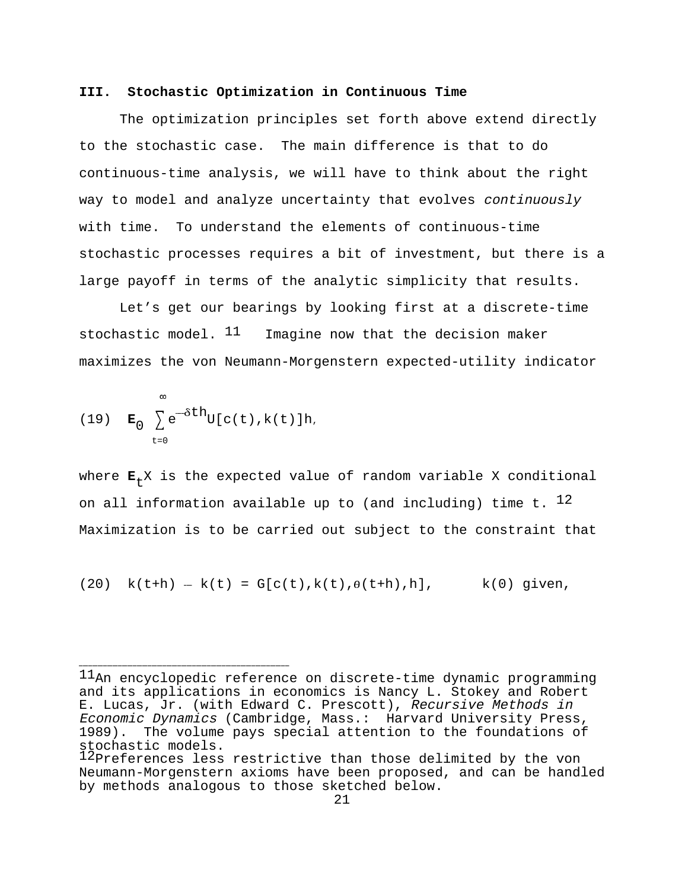### III. Stochastic Optimization in Continuous Time

The optimization principles set forth above extend directly to the stochastic case. The main difference is that to do continuous-time analysis, we will have to think about the right way to model and analyze uncertainty that evolves *continuously* with time. To understand the elements of continuous-time stochastic processes requires a bit of investment, but there is a large payoff in terms of the analytic simplicity that results.

Let's get our bearings by looking first at a discrete-time stochastic model.[11] Imagine now that the decision maker maximizes the von Neumann-Morgenstern expected-utility indicator

$$(19)\quad \mathbf{E}_0 \sum_{t=0}^{\infty} e^{-\delta t h} U[c(t),k(t)]h,$$

where $\mathbf{E}_t X$ is the expected value of random variable X conditional on all information available up to (and including) time t.[12] Maximization is to be carried out subject to the constraint that

$$(20)\quad k(t+h) - k(t) = G[c(t),k(t),\theta(t+h),h], \qquad k(0) \text{ given},$$

---

[11] An encyclopedic reference on discrete-time dynamic programming and its applications in economics is Nancy L. Stokey and Robert E. Lucas, Jr. (with Edward C. Prescott), *Recursive Methods in Economic Dynamics* (Cambridge, Mass.: Harvard University Press, 1989). The volume pays special attention to the foundations of stochastic models.

[12] Preferences less restrictive than those delimited by the von Neumann-Morgenstern axioms have been proposed, and can be handled by methods analogous to those sketched below.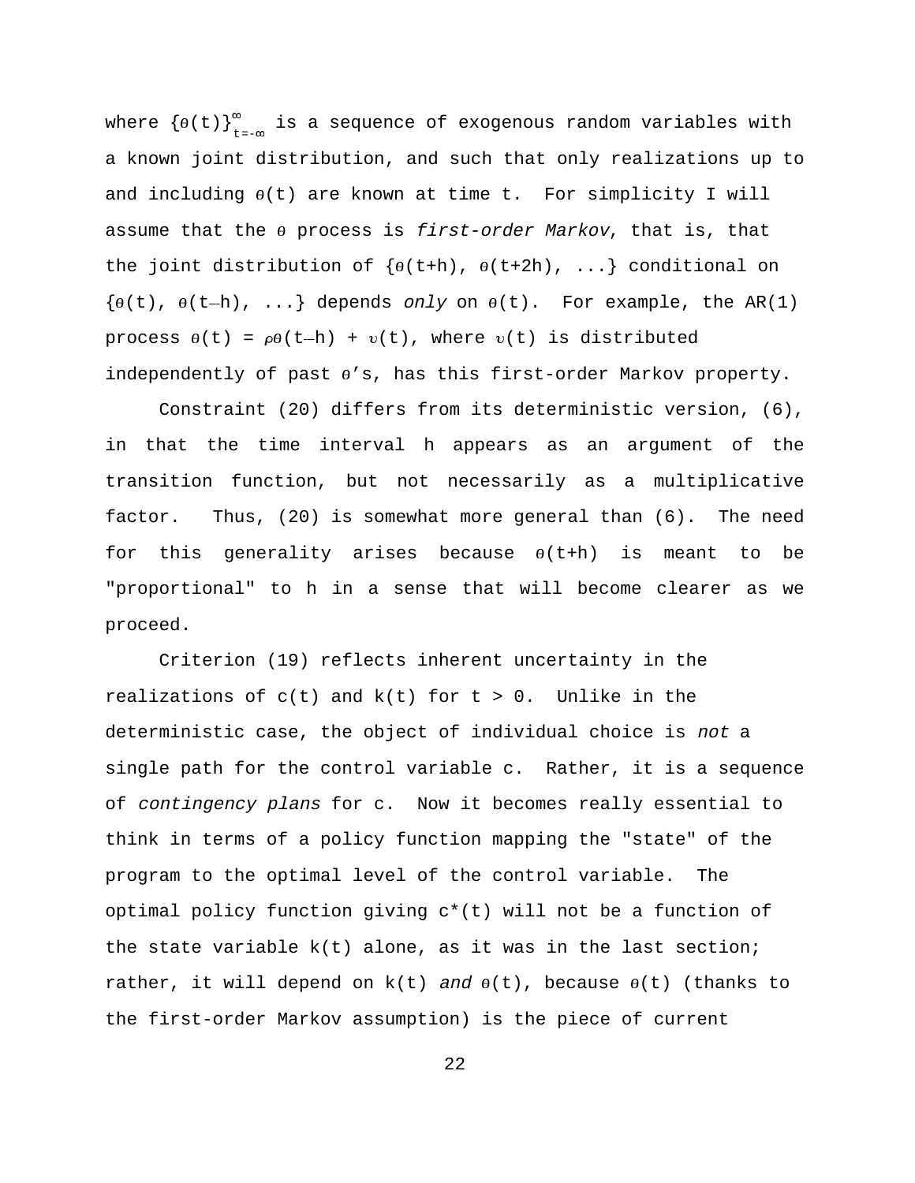where $\{\theta(t)\}_{t=-\infty}^{\infty}$ is a sequence of exogenous random variables with a known joint distribution, and such that only realizations up to and including $\theta(t)$ are known at time t. For simplicity I will assume that the $\theta$ process is *first-order Markov*, that is, that the joint distribution of $\{\theta(t+h), \theta(t+2h), ...\}$ conditional on $\{\theta(t), \theta(t-h), ...\}$ depends *only* on $\theta(t)$. For example, the AR(1) process $\theta(t) = \rho\theta(t-h) + \upsilon(t)$, where $\upsilon(t)$ is distributed independently of past $\theta$'s, has this first-order Markov property.

Constraint (20) differs from its deterministic version, (6), in that the time interval h appears as an argument of the transition function, but not necessarily as a multiplicative factor. Thus, (20) is somewhat more general than (6). The need for this generality arises because $\theta(t+h)$ is meant to be "proportional" to h in a sense that will become clearer as we proceed.

Criterion (19) reflects inherent uncertainty in the realizations of c(t) and k(t) for t > 0. Unlike in the deterministic case, the object of individual choice is *not* a single path for the control variable c. Rather, it is a sequence of *contingency plans* for c. Now it becomes really essential to think in terms of a policy function mapping the "state" of the program to the optimal level of the control variable. The optimal policy function giving $c^*(t)$ will not be a function of the state variable k(t) alone, as it was in the last section; rather, it will depend on k(t) *and* $\theta(t)$, because $\theta(t)$ (thanks to the first-order Markov assumption) is the piece of current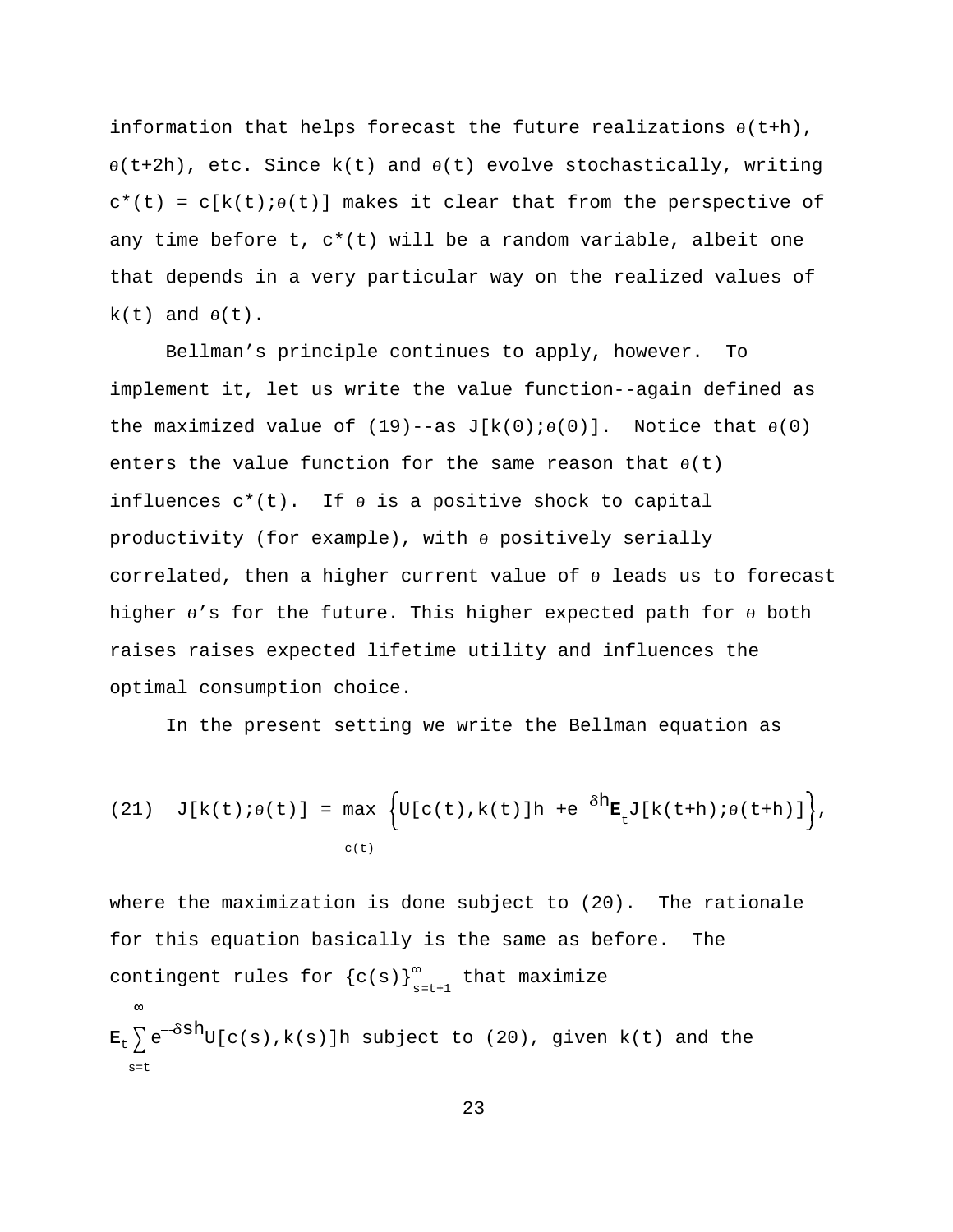information that helps forecast the future realizations $\theta(t+h)$, $\theta(t+2h)$, etc. Since $k(t)$ and $\theta(t)$ evolve stochastically, writing $c^*(t) = c[k(t);\theta(t)]$ makes it clear that from the perspective of any time before t, $c^*(t)$ will be a random variable, albeit one that depends in a very particular way on the realized values of $k(t)$ and $\theta(t)$.

Bellman's principle continues to apply, however. To implement it, let us write the value function--again defined as the maximized value of (19)--as $J[k(0);\theta(0)]$. Notice that $\theta(0)$ enters the value function for the same reason that $\theta(t)$ influences $c^*(t)$. If $\theta$ is a positive shock to capital productivity (for example), with $\theta$ positively serially correlated, then a higher current value of $\theta$ leads us to forecast higher $\theta$'s for the future. This higher expected path for $\theta$ both raises raises expected lifetime utility and influences the optimal consumption choice.

In the present setting we write the Bellman equation as

$$(21) \quad J[k(t);\theta(t)] = \max_{c(t)} \left\{ U[c(t),k(t)]h + e^{-\delta h}\mathbf{E}_t J[k(t+h);\theta(t+h)] \right\},$$

where the maximization is done subject to (20). The rationale for this equation basically is the same as before. The contingent rules for $\{c(s)\}_{s=t+1}^{\infty}$ that maximize $\mathbf{E}_t \sum_{s=t}^{\infty} e^{-\delta sh} U[c(s),k(s)]h$ subject to (20), given $k(t)$ and the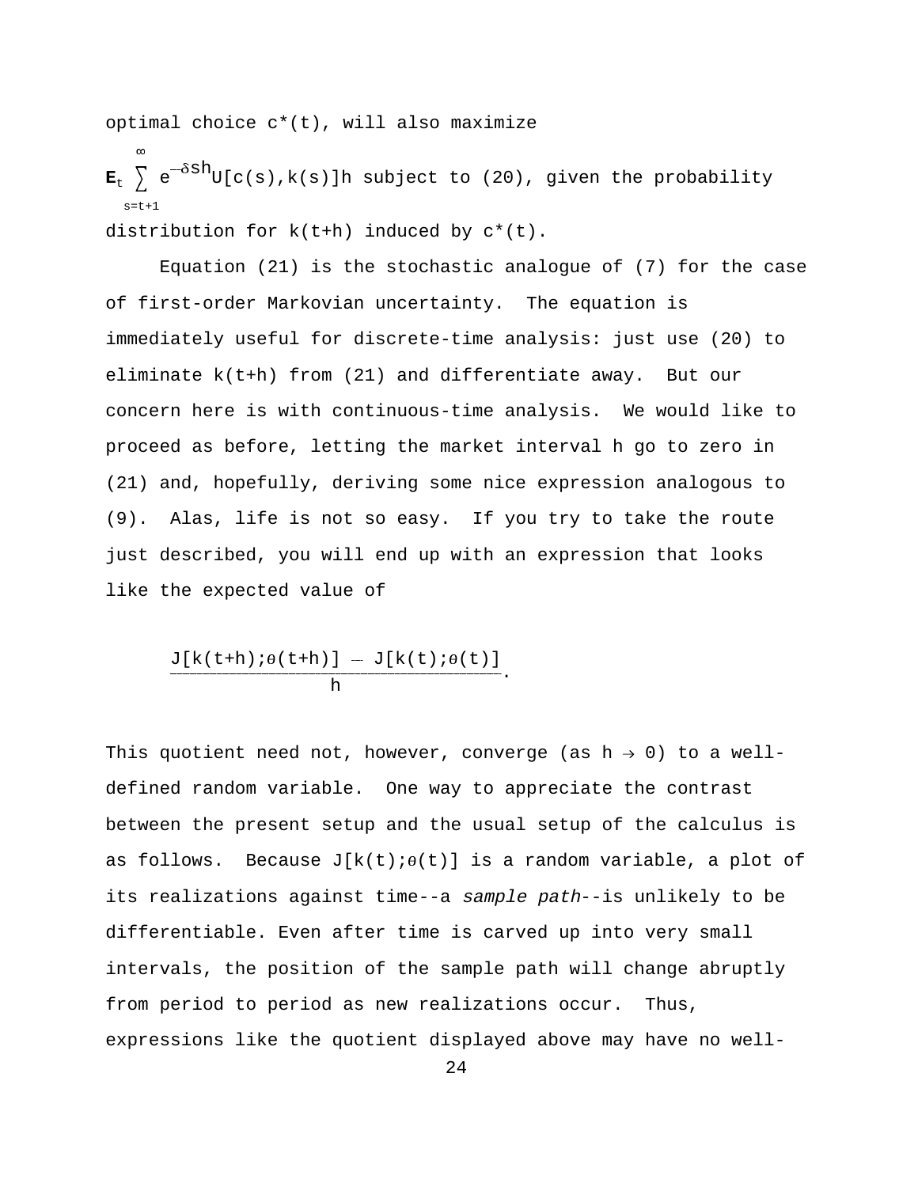optimal choice c*(t), will also maximize

$\mathbf{E}_t \sum_{s=t+1}^{\infty} e^{-\delta sh} U[c(s),k(s)]h$ subject to (20), given the probability distribution for k(t+h) induced by c*(t).

Equation (21) is the stochastic analogue of (7) for the case of first-order Markovian uncertainty. The equation is immediately useful for discrete-time analysis: just use (20) to eliminate k(t+h) from (21) and differentiate away. But our concern here is with continuous-time analysis. We would like to proceed as before, letting the market interval h go to zero in (21) and, hopefully, deriving some nice expression analogous to (9). Alas, life is not so easy. If you try to take the route just described, you will end up with an expression that looks like the expected value of

$$\frac{J[k(t+h);\theta(t+h)] - J[k(t);\theta(t)]}{h}.$$

This quotient need not, however, converge (as $h \rightarrow 0$) to a well-defined random variable. One way to appreciate the contrast between the present setup and the usual setup of the calculus is as follows. Because $J[k(t);\theta(t)]$ is a random variable, a plot of its realizations against time--a *sample path*--is unlikely to be differentiable. Even after time is carved up into very small intervals, the position of the sample path will change abruptly from period to period as new realizations occur. Thus, expressions like the quotient displayed above may have no well-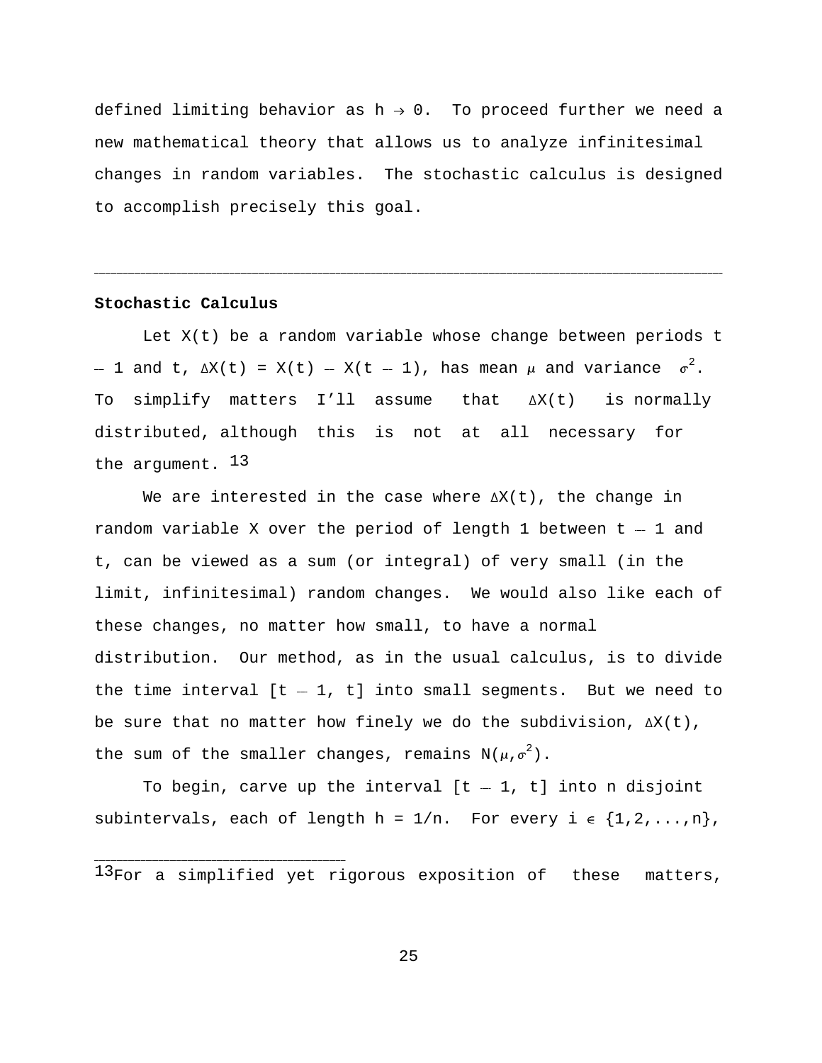defined limiting behavior as $h \to 0$. To proceed further we need a new mathematical theory that allows us to analyze infinitesimal changes in random variables. The stochastic calculus is designed to accomplish precisely this goal.

---

**Stochastic Calculus**

Let $X(t)$ be a random variable whose change between periods $t - 1$ and $t$, $\Delta X(t) = X(t) - X(t - 1)$, has mean $\mu$ and variance $\sigma^2$. To simplify matters I'll assume that $\Delta X(t)$ is normally distributed, although this is not at all necessary for the argument.[13]

We are interested in the case where $\Delta X(t)$, the change in random variable X over the period of length 1 between $t - 1$ and $t$, can be viewed as a sum (or integral) of very small (in the limit, infinitesimal) random changes. We would also like each of these changes, no matter how small, to have a normal distribution. Our method, as in the usual calculus, is to divide the time interval $[t - 1, t]$ into small segments. But we need to be sure that no matter how finely we do the subdivision, $\Delta X(t)$, the sum of the smaller changes, remains $N(\mu,\sigma^2)$.

To begin, carve up the interval $[t - 1, t]$ into n disjoint subintervals, each of length $h = 1/n$. For every $i \in \{1,2,...,n\}$,

---

[13]For a simplified yet rigorous exposition of these matters,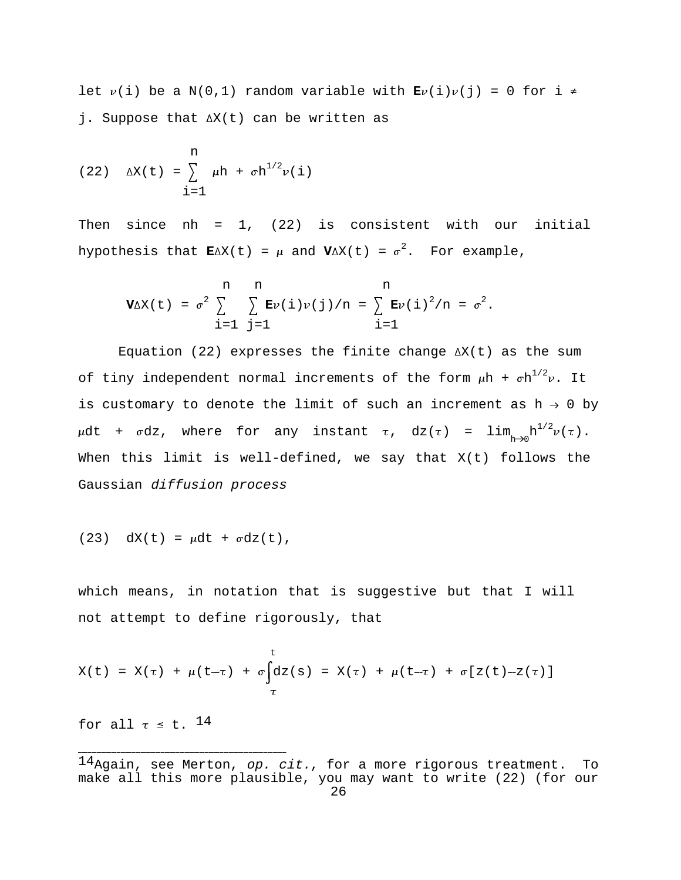let $\nu(i)$ be a N(0,1) random variable with $\mathbf{E}\nu(i)\nu(j) = 0$ for $i \neq j$. Suppose that $\Delta X(t)$ can be written as

$$\text{(22)} \quad \Delta X(t) = \sum_{i=1}^{n} \mu h + \sigma h^{1/2}\nu(i)$$

Then since $nh = 1$, (22) is consistent with our initial hypothesis that $\mathbf{E}\Delta X(t) = \mu$ and $\mathbf{V}\Delta X(t) = \sigma^2$. For example,

$$\mathbf{V}\Delta X(t) = \sigma^2 \sum_{i=1}^{n} \sum_{j=1}^{n} \mathbf{E}\nu(i)\nu(j)/n = \sum_{i=1}^{n} \mathbf{E}\nu(i)^2/n = \sigma^2.$$

Equation (22) expresses the finite change $\Delta X(t)$ as the sum of tiny independent normal increments of the form $\mu h + \sigma h^{1/2}\nu$. It is customary to denote the limit of such an increment as $h \to 0$ by $\mu dt + \sigma dz$, where for any instant $\tau$, $dz(\tau) = \lim_{h\to 0} h^{1/2}\nu(\tau)$. When this limit is well-defined, we say that $X(t)$ follows the Gaussian *diffusion process*

$$\text{(23)} \quad dX(t) = \mu dt + \sigma dz(t),$$

which means, in notation that is suggestive but that I will not attempt to define rigorously, that

$$X(t) = X(\tau) + \mu(t-\tau) + \sigma\int_{\tau}^{t} dz(s) = X(\tau) + \mu(t-\tau) + \sigma[z(t)-z(\tau)]$$

for all $\tau \le t$.[14]

---

[14] Again, see Merton, *op. cit.*, for a more rigorous treatment. To make all this more plausible, you may want to write (22) (for our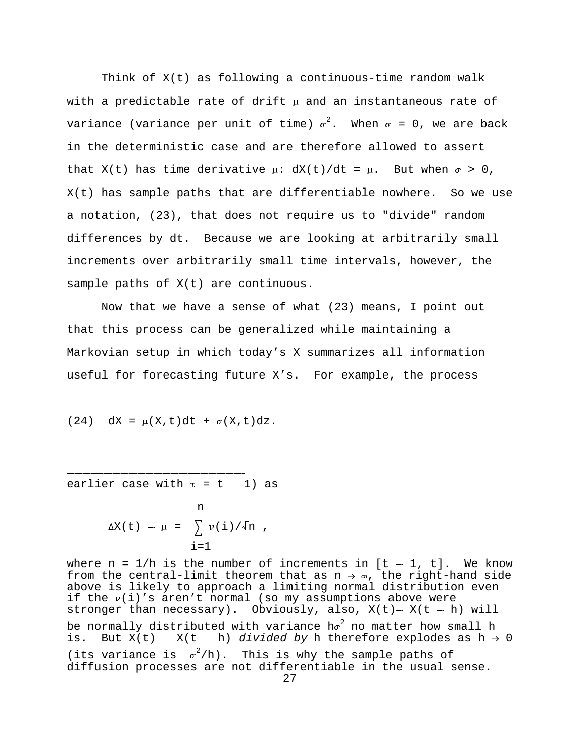Think of X(t) as following a continuous-time random walk with a predictable rate of drift $\mu$ and an instantaneous rate of variance (variance per unit of time) $\sigma^2$. When $\sigma = 0$, we are back in the deterministic case and are therefore allowed to assert that X(t) has time derivative $\mu$: $dX(t)/dt = \mu$. But when $\sigma > 0$, X(t) has sample paths that are differentiable nowhere. So we use a notation, (23), that does not require us to "divide" random differences by dt. Because we are looking at arbitrarily small increments over arbitrarily small time intervals, however, the sample paths of X(t) are continuous.

Now that we have a sense of what (23) means, I point out that this process can be generalized while maintaining a Markovian setup in which today's X summarizes all information useful for forecasting future X's. For example, the process

$$(24) \quad dX = \mu(X,t)dt + \sigma(X,t)dz.$$

---

earlier case with $\tau = t - 1$) as

$$\Delta X(t) - \mu = \sum_{i=1}^{n} \nu(i)/\sqrt{n} \ ,$$

where $n = 1/h$ is the number of increments in $[t - 1, t]$. We know from the central-limit theorem that as $n \to \infty$, the right-hand side above is likely to approach a limiting normal distribution even if the $\nu(i)$'s aren't normal (so my assumptions above were stronger than necessary). Obviously, also, $X(t) - X(t - h)$ will be normally distributed with variance $h\sigma^2$ no matter how small h is. But $X(t) - X(t - h)$ *divided by* h therefore explodes as $h \to 0$ (its variance is $\sigma^2/h$). This is why the sample paths of diffusion processes are not differentiable in the usual sense.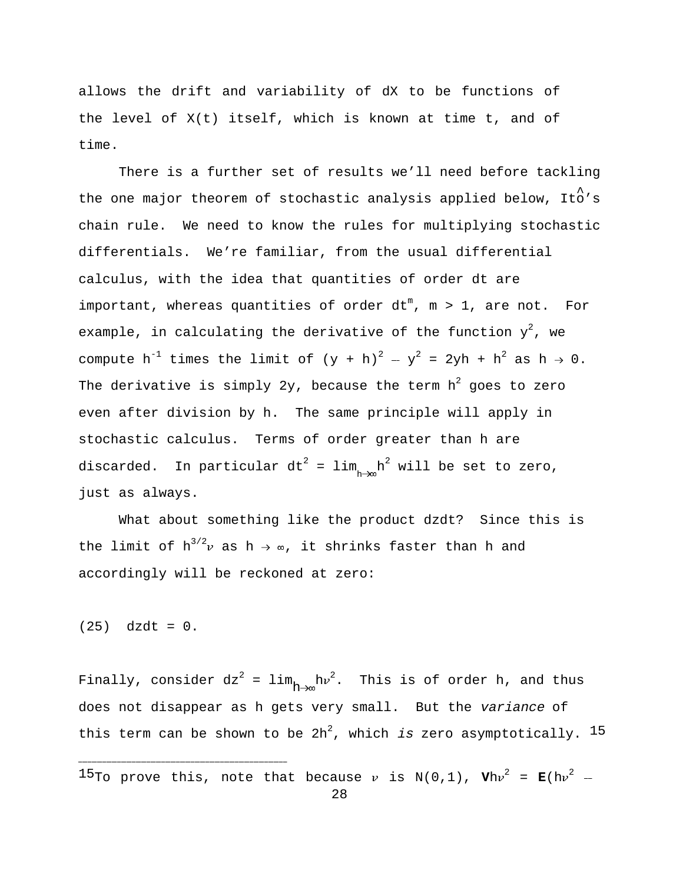allows the drift and variability of dX to be functions of the level of X(t) itself, which is known at time t, and of time.

There is a further set of results we'll need before tackling the one major theorem of stochastic analysis applied below, Itô's chain rule. We need to know the rules for multiplying stochastic differentials. We're familiar, from the usual differential calculus, with the idea that quantities of order dt are important, whereas quantities of order $dt^m$, $m > 1$, are not. For example, in calculating the derivative of the function $y^2$, we compute $h^{-1}$ times the limit of $(y + h)^2 - y^2 = 2yh + h^2$ as $h \to 0$. The derivative is simply 2y, because the term $h^2$ goes to zero even after division by h. The same principle will apply in stochastic calculus. Terms of order greater than h are discarded. In particular $dt^2 = \lim_{h\to\infty} h^2$ will be set to zero, just as always.

What about something like the product dzdt? Since this is the limit of $h^{3/2}\nu$ as $h \to \infty$, it shrinks faster than h and accordingly will be reckoned at zero:

(25) $dzdt = 0.$

Finally, consider $dz^2 = \lim_{h\to\infty} h\nu^2$. This is of order h, and thus does not disappear as h gets very small. But the *variance* of this term can be shown to be $2h^2$, which *is* zero asymptotically.[15]

---

[15]To prove this, note that because $\nu$ is N(0,1), $\mathbf{V}h\nu^2 = \mathbf{E}(h\nu^2 -$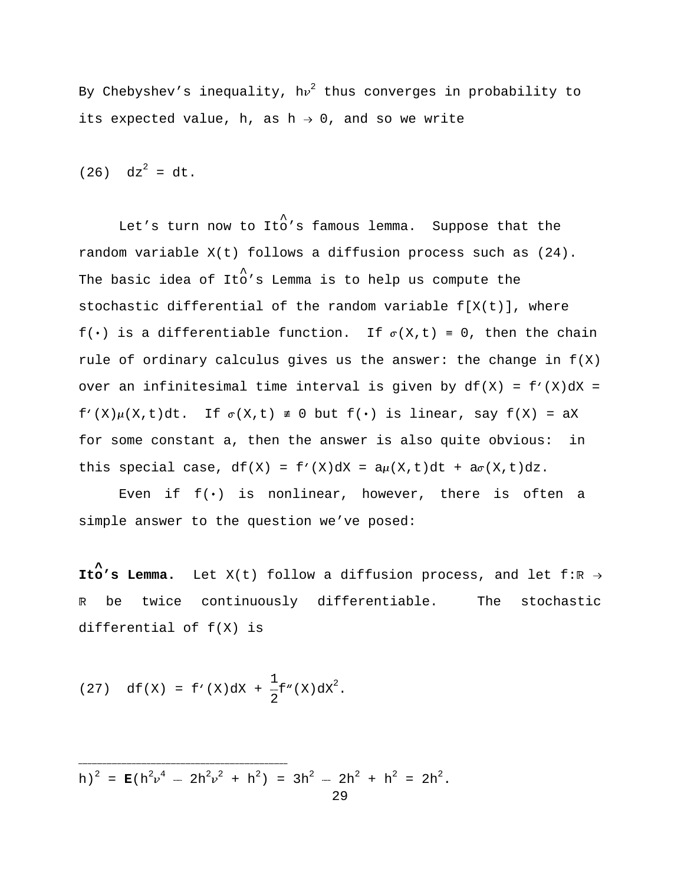By Chebyshev's inequality, $h\nu^2$ thus converges in probability to its expected value, h, as $h \to 0$, and so we write

$$(26) \quad dz^2 = dt.$$

Let's turn now to Itô's famous lemma. Suppose that the random variable X(t) follows a diffusion process such as (24). The basic idea of Itô's Lemma is to help us compute the stochastic differential of the random variable f[X(t)], where $f(\cdot)$ is a differentiable function. If $\sigma(X,t) \equiv 0$, then the chain rule of ordinary calculus gives us the answer: the change in f(X) over an infinitesimal time interval is given by $df(X) = f'(X)dX = f'(X)\mu(X,t)dt$. If $\sigma(X,t) \not\equiv 0$ but $f(\cdot)$ is linear, say $f(X) = aX$ for some constant a, then the answer is also quite obvious: in this special case, $df(X) = f'(X)dX = a\mu(X,t)dt + a\sigma(X,t)dz$.

Even if $f(\cdot)$ is nonlinear, however, there is often a simple answer to the question we've posed:

**Itô's Lemma.** Let X(t) follow a diffusion process, and let $f:\mathbb{R} \to \mathbb{R}$ be twice continuously differentiable. The stochastic differential of f(X) is

$$(27) \quad df(X) = f'(X)dX + \frac{1}{2}f''(X)dX^2.$$

---

$h)^2 = \mathbf{E}(h^2\nu^4 - 2h^2\nu^2 + h^2) = 3h^2 - 2h^2 + h^2 = 2h^2.$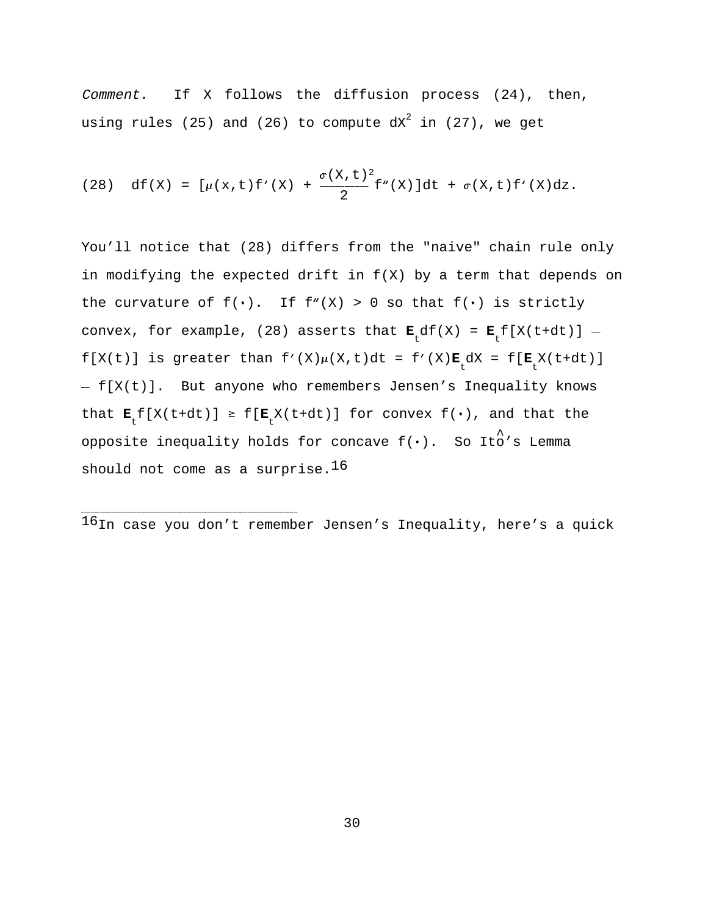*Comment.* If X follows the diffusion process (24), then, using rules (25) and (26) to compute $dX^2$ in (27), we get

$$(28)\quad df(X) = [\mu(x,t)f'(X) + \frac{\sigma(X,t)^2}{2}f''(X)]dt + \sigma(X,t)f'(X)dz.$$

You'll notice that (28) differs from the "naive" chain rule only in modifying the expected drift in f(X) by a term that depends on the curvature of $f(\cdot)$. If $f''(X) > 0$ so that $f(\cdot)$ is strictly convex, for example, (28) asserts that $\mathbf{E}_t df(X) = \mathbf{E}_t f[X(t+dt)] - f[X(t)]$ is greater than $f'(X)\mu(X,t)dt = f'(X)\mathbf{E}_t dX = f[\mathbf{E}_t X(t+dt)] - f[X(t)]$. But anyone who remembers Jensen's Inequality knows that $\mathbf{E}_t f[X(t+dt)] \geq f[\mathbf{E}_t X(t+dt)]$ for convex $f(\cdot)$, and that the opposite inequality holds for concave $f(\cdot)$. So Itô's Lemma should not come as a surprise.[16]

---

[16]In case you don't remember Jensen's Inequality, here's a quick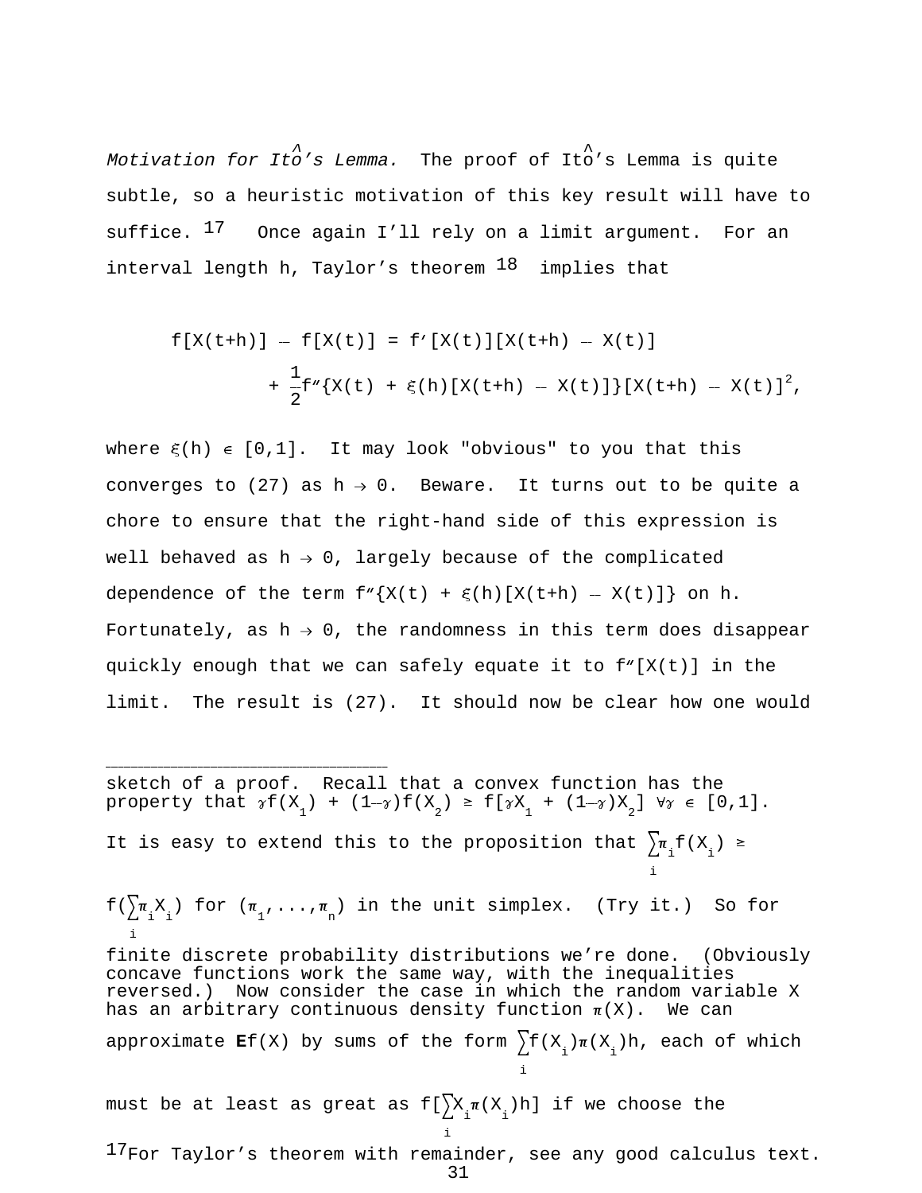*Motivation for Itô's Lemma.* The proof of Itô's Lemma is quite subtle, so a heuristic motivation of this key result will have to suffice.[17] Once again I'll rely on a limit argument. For an interval length h, Taylor's theorem[18] implies that

$$f[X(t+h)] - f[X(t)] = f'[X(t)][X(t+h) - X(t)]$$
$$+ \frac{1}{2}f''\{X(t) + \xi(h)[X(t+h) - X(t)]\}[X(t+h) - X(t)]^2,$$

where $\xi(h) \in [0,1]$. It may look "obvious" to you that this converges to (27) as $h \to 0$. Beware. It turns out to be quite a chore to ensure that the right-hand side of this expression is well behaved as $h \to 0$, largely because of the complicated dependence of the term $f''\{X(t) + \xi(h)[X(t+h) - X(t)]\}$ on h. Fortunately, as $h \to 0$, the randomness in this term does disappear quickly enough that we can safely equate it to $f''[X(t)]$ in the limit. The result is (27). It should now be clear how one would

---

sketch of a proof. Recall that a convex function has the property that $\gamma f(X_1) + (1-\gamma)f(X_2) \geq f[\gamma X_1 + (1-\gamma)X_2]$ $\forall \gamma \in [0,1]$. It is easy to extend this to the proposition that $\sum_i \pi_i f(X_i) \geq f(\sum_i \pi_i X_i)$ for $(\pi_1,...,\pi_n)$ in the unit simplex. (Try it.) So for finite discrete probability distributions we're done. (Obviously concave functions work the same way, with the inequalities reversed.) Now consider the case in which the random variable X has an arbitrary continuous density function $\pi(X)$. We can approximate **E**f(X) by sums of the form $\sum_i f(X_i)\pi(X_i)h$, each of which must be at least as great as $f[\sum_i X_i \pi(X_i)h]$ if we choose the

[17] For Taylor's theorem with remainder, see any good calculus text.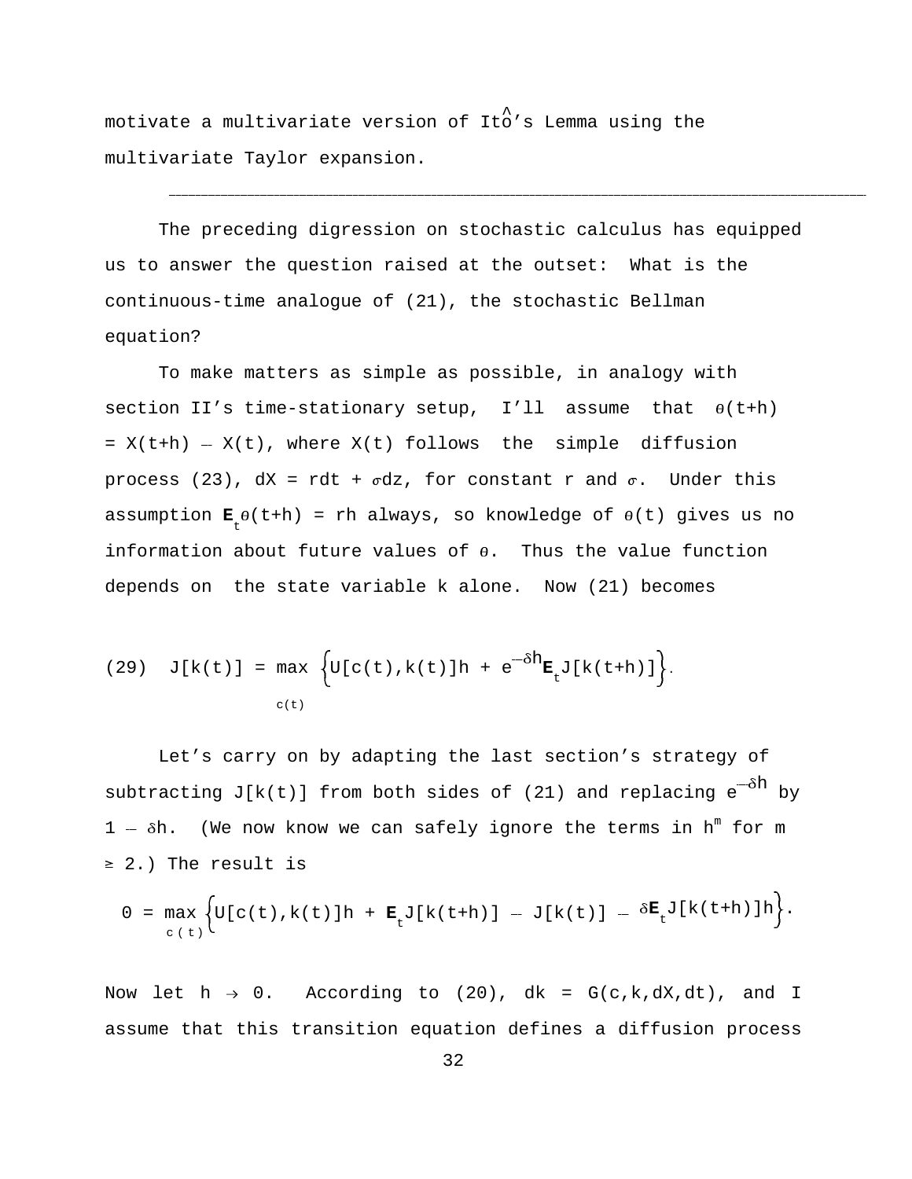motivate a multivariate version of Itô's Lemma using the multivariate Taylor expansion.

---

The preceding digression on stochastic calculus has equipped us to answer the question raised at the outset: What is the continuous-time analogue of (21), the stochastic Bellman equation?

To make matters as simple as possible, in analogy with section II's time-stationary setup, I'll assume that $\theta(t+h) = X(t+h) - X(t)$, where $X(t)$ follows the simple diffusion process (23), $dX = rdt + \sigma dz$, for constant $r$ and $\sigma$. Under this assumption $\mathbf{E}_t\theta(t+h) = rh$ always, so knowledge of $\theta(t)$ gives us no information about future values of $\theta$. Thus the value function depends on the state variable $k$ alone. Now (21) becomes

$$(29) \quad J[k(t)] = \max_{c(t)} \left\{ U[c(t),k(t)]h + e^{-\delta h}\mathbf{E}_t J[k(t+h)] \right\}.$$

Let's carry on by adapting the last section's strategy of subtracting $J[k(t)]$ from both sides of (21) and replacing $e^{-\delta h}$ by $1 - \delta h$. (We now know we can safely ignore the terms in $h^m$ for $m \geq 2$.) The result is

$$0 = \max_{c(t)} \left\{ U[c(t),k(t)]h + \mathbf{E}_t J[k(t+h)] - J[k(t)] - \delta \mathbf{E}_t J[k(t+h)]h \right\}.$$

Now let $h \to 0$. According to (20), $dk = G(c,k,dX,dt)$, and I assume that this transition equation defines a diffusion process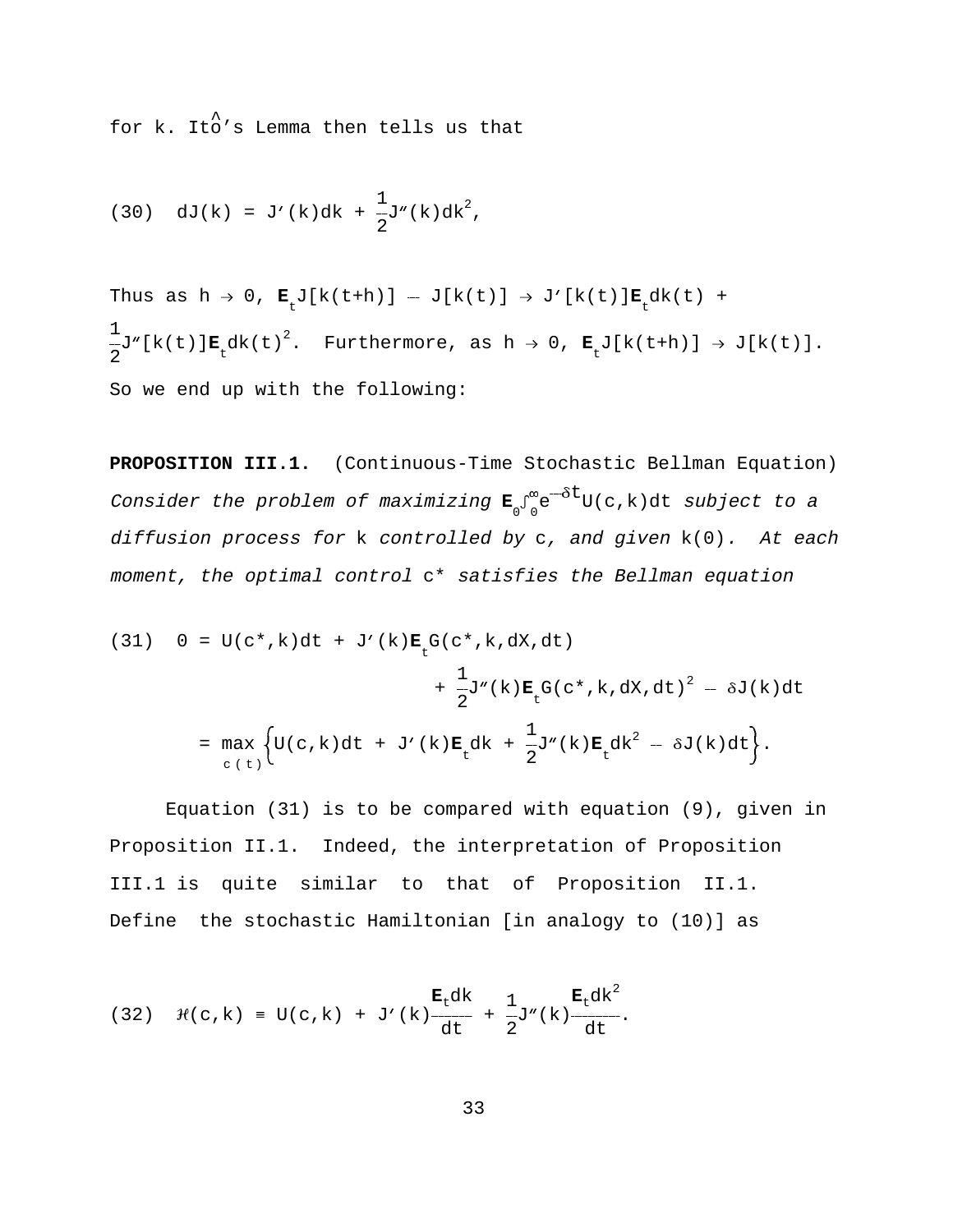for k. Itô's Lemma then tells us that

$$(30)\quad dJ(k) = J'(k)dk + \frac{1}{2}J''(k)dk^2,$$

Thus as $h \to 0$, $\mathbf{E}_t J[k(t+h)] - J[k(t)] \to J'[k(t)]\mathbf{E}_t dk(t) + \frac{1}{2}J''[k(t)]\mathbf{E}_t dk(t)^2$. Furthermore, as $h \to 0$, $\mathbf{E}_t J[k(t+h)] \to J[k(t)]$. So we end up with the following:

**PROPOSITION III.1.** (Continuous-Time Stochastic Bellman Equation) *Consider the problem of maximizing* $\mathbf{E}_0\int_0^\infty e^{-\delta t}U(c,k)dt$ *subject to a diffusion process for* k *controlled by* c*, and given* k(0)*. At each moment, the optimal control* c\* *satisfies the Bellman equation*

$$(31)\quad 0 = U(c^*,k)dt + J'(k)\mathbf{E}_t G(c^*,k,dX,dt) + \frac{1}{2}J''(k)\mathbf{E}_t G(c^*,k,dX,dt)^2 - \delta J(k)dt$$

$$= \max_{c(t)}\left\{U(c,k)dt + J'(k)\mathbf{E}_t dk + \frac{1}{2}J''(k)\mathbf{E}_t dk^2 - \delta J(k)dt\right\}.$$

Equation (31) is to be compared with equation (9), given in Proposition II.1. Indeed, the interpretation of Proposition III.1 is quite similar to that of Proposition II.1. Define the stochastic Hamiltonian [in analogy to (10)] as

$$(32)\quad \mathcal{H}(c,k) \equiv U(c,k) + J'(k)\frac{\mathbf{E}_t dk}{dt} + \frac{1}{2}J''(k)\frac{\mathbf{E}_t dk^2}{dt}.$$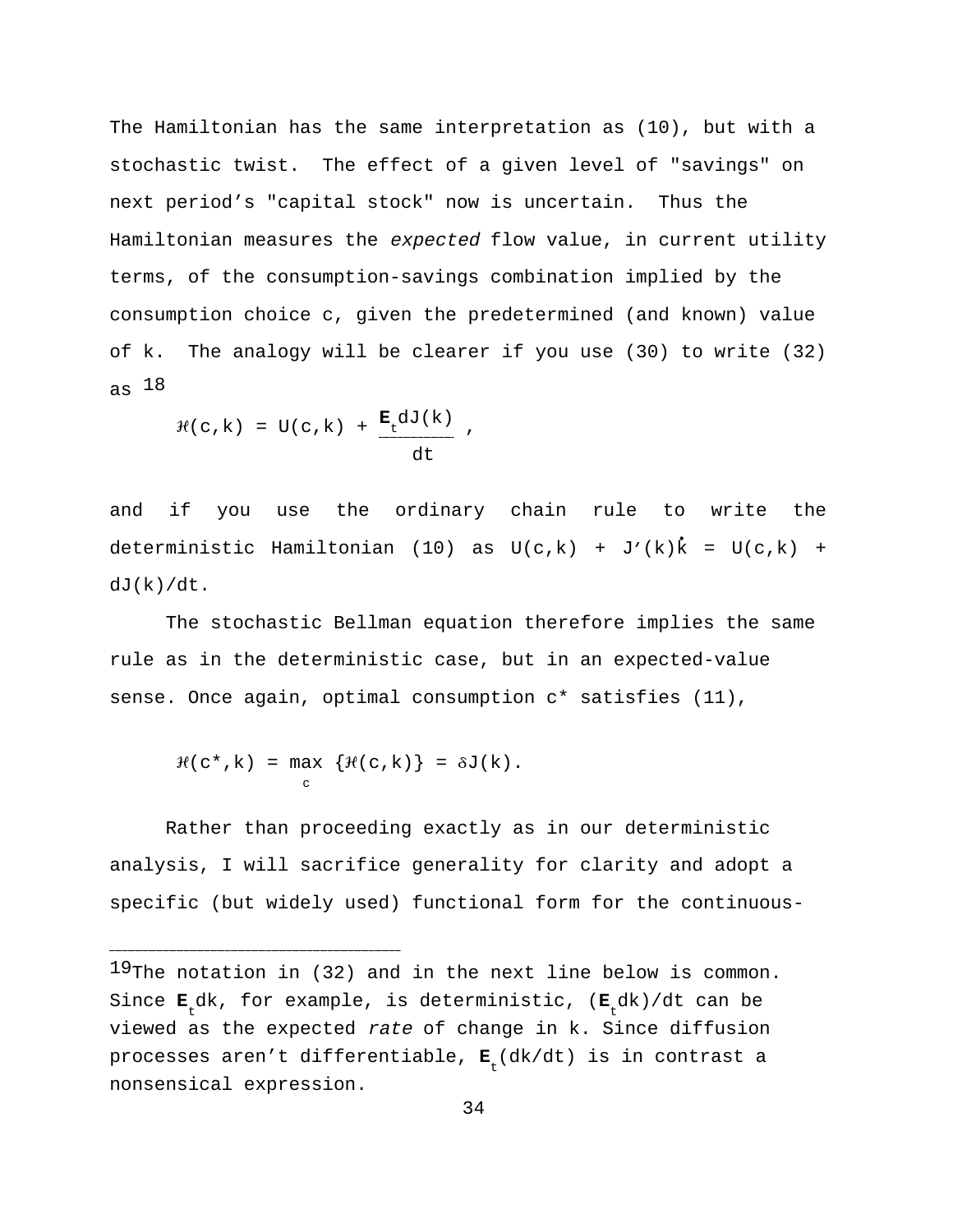The Hamiltonian has the same interpretation as (10), but with a stochastic twist. The effect of a given level of "savings" on next period's "capital stock" now is uncertain. Thus the Hamiltonian measures the *expected* flow value, in current utility terms, of the consumption-savings combination implied by the consumption choice c, given the predetermined (and known) value of k. The analogy will be clearer if you use (30) to write (32) as [18]

$$\mathcal{H}(c,k) = U(c,k) + \frac{\mathbf{E}_t dJ(k)}{dt},$$

and if you use the ordinary chain rule to write the deterministic Hamiltonian (10) as $U(c,k) + J'(k)\dot{k} = U(c,k) + dJ(k)/dt$.

The stochastic Bellman equation therefore implies the same rule as in the deterministic case, but in an expected-value sense. Once again, optimal consumption c* satisfies (11),

$$\mathcal{H}(c^*,k) = \max_c \{\mathcal{H}(c,k)\} = \delta J(k).$$

Rather than proceeding exactly as in our deterministic analysis, I will sacrifice generality for clarity and adopt a specific (but widely used) functional form for the continuous-

---

[19]The notation in (32) and in the next line below is common. Since $\mathbf{E}_t dk$, for example, is deterministic, $(\mathbf{E}_t dk)/dt$ can be viewed as the expected *rate* of change in k. Since diffusion processes aren't differentiable, $\mathbf{E}_t(dk/dt)$ is in contrast a nonsensical expression.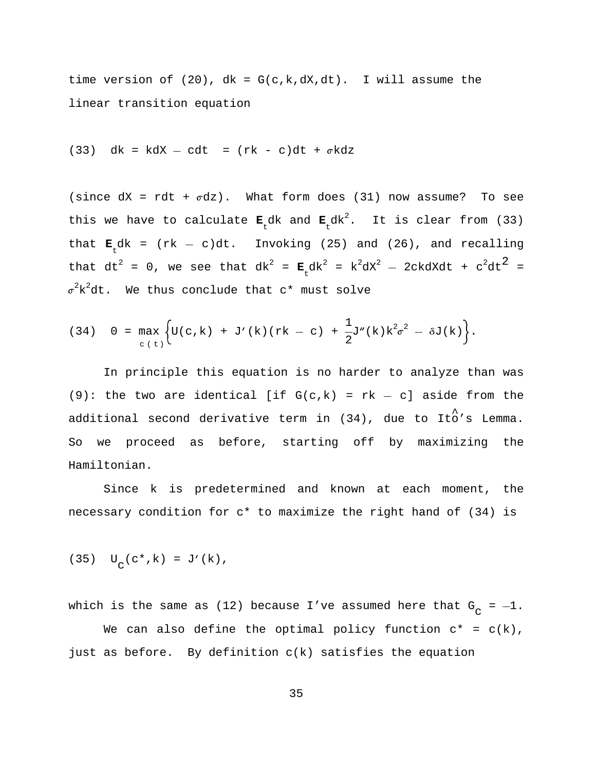time version of (20), $dk = G(c,k,dX,dt)$. I will assume the linear transition equation

$$\text{(33)}\quad dk = kdX - cdt = (rk - c)dt + \sigma kdz$$

(since $dX = rdt + \sigma dz$). What form does (31) now assume? To see this we have to calculate $\mathbf{E}_t dk$ and $\mathbf{E}_t dk^2$. It is clear from (33) that $\mathbf{E}_t dk = (rk - c)dt$. Invoking (25) and (26), and recalling that $dt^2 = 0$, we see that $dk^2 = \mathbf{E}_t dk^2 = k^2 dX^2 - 2ckdXdt + c^2 dt^2 = \sigma^2 k^2 dt$. We thus conclude that $c^*$ must solve

$$\text{(34)}\quad 0 = \max_{c(t)} \left\{ U(c,k) + J'(k)(rk - c) + \frac{1}{2}J''(k)k^2\sigma^2 - \delta J(k) \right\}.$$

In principle this equation is no harder to analyze than was (9): the two are identical [if $G(c,k) = rk - c$] aside from the additional second derivative term in (34), due to Itô's Lemma. So we proceed as before, starting off by maximizing the Hamiltonian.

Since k is predetermined and known at each moment, the necessary condition for $c^*$ to maximize the right hand of (34) is

$$\text{(35)}\quad U_c(c^*,k) = J'(k),$$

which is the same as (12) because I've assumed here that $G_c = -1$.

We can also define the optimal policy function $c^* = c(k)$, just as before. By definition $c(k)$ satisfies the equation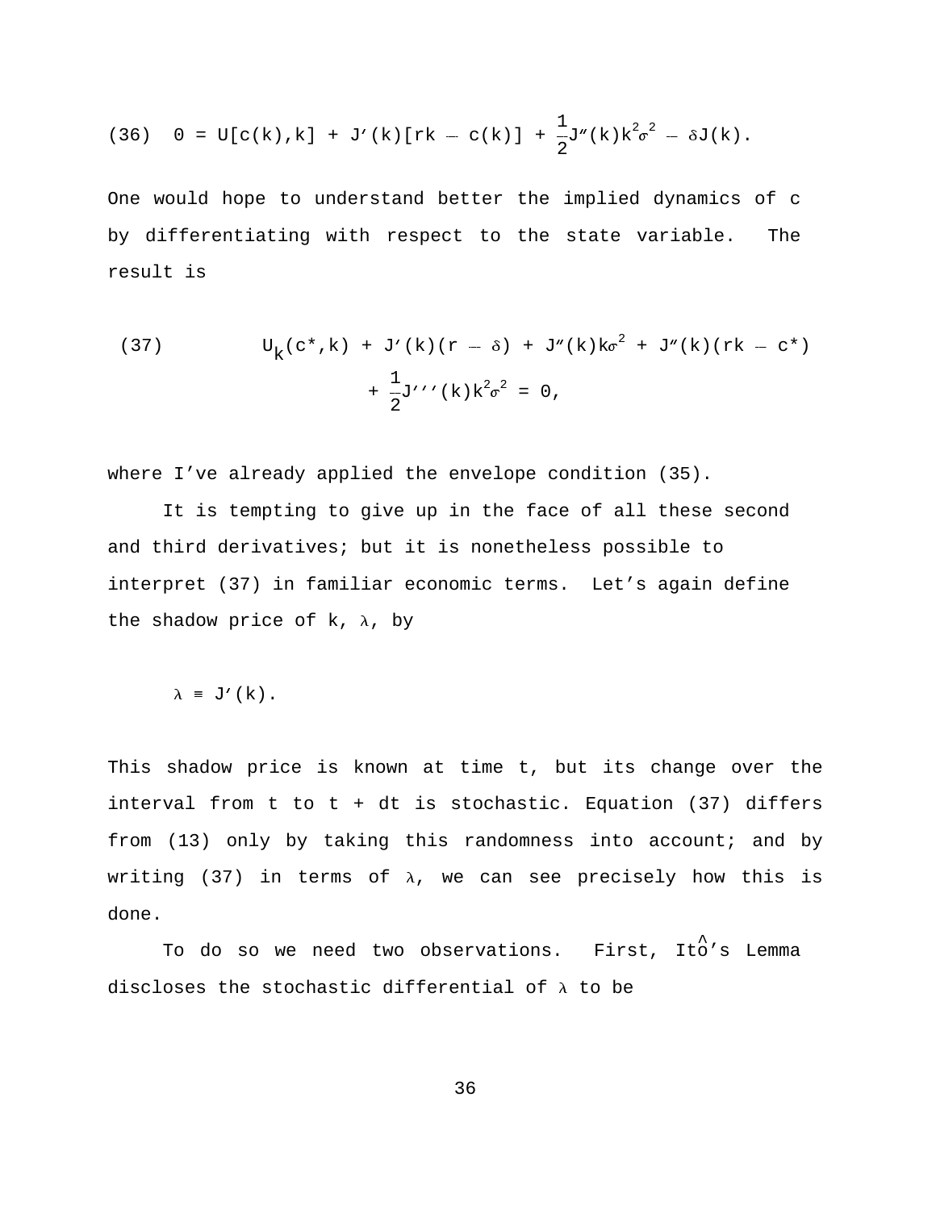$$(36) \quad 0 = U[c(k),k] + J'(k)[rk - c(k)] + \frac{1}{2}J''(k)k^2\sigma^2 - \delta J(k).$$

One would hope to understand better the implied dynamics of c by differentiating with respect to the state variable. The result is

$$(37) \qquad U_k(c^*,k) + J'(k)(r - \delta) + J''(k)k\sigma^2 + J''(k)(rk - c^*) + \frac{1}{2}J'''(k)k^2\sigma^2 = 0,$$

where I've already applied the envelope condition (35).

It is tempting to give up in the face of all these second and third derivatives; but it is nonetheless possible to interpret (37) in familiar economic terms. Let's again define the shadow price of k, $\lambda$, by

$$\lambda \equiv J'(k).$$

This shadow price is known at time t, but its change over the interval from t to t + dt is stochastic. Equation (37) differs from (13) only by taking this randomness into account; and by writing (37) in terms of $\lambda$, we can see precisely how this is done.

To do so we need two observations. First, Itô's Lemma discloses the stochastic differential of $\lambda$ to be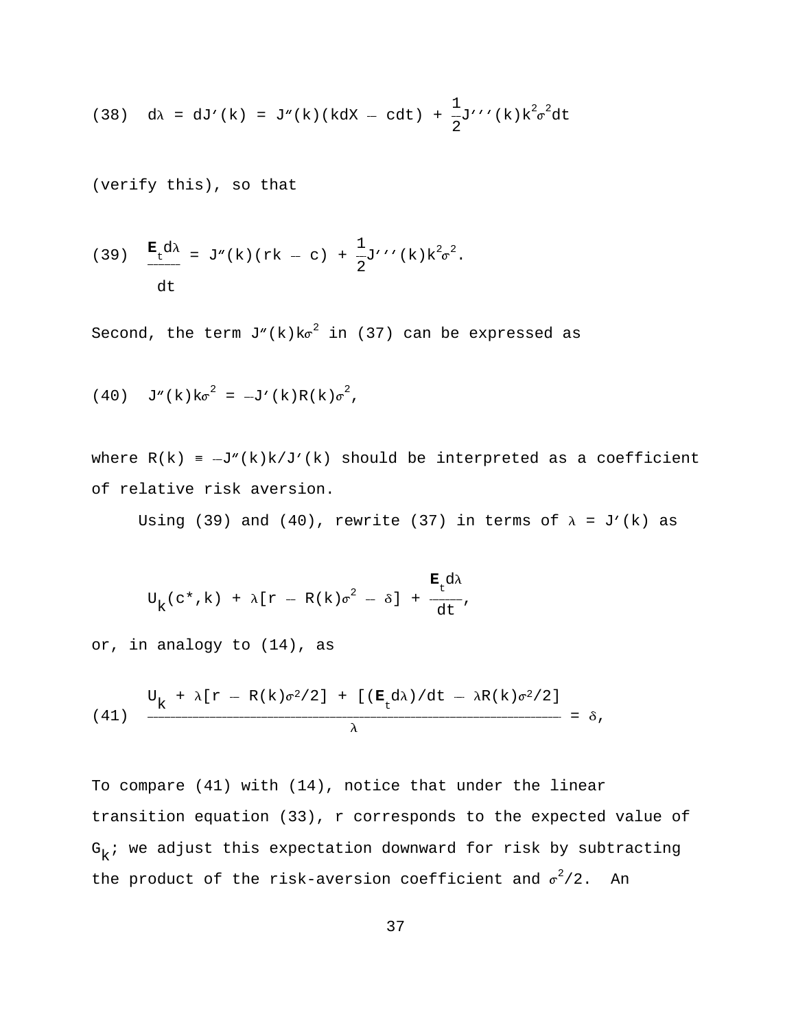$$\text{(38)}\quad d\lambda = dJ'(k) = J''(k)(kdX - cdt) + \frac{1}{2}J'''(k)k^2\sigma^2 dt$$

(verify this), so that

$$\text{(39)}\quad \frac{\mathbf{E}_t d\lambda}{dt} = J''(k)(rk - c) + \frac{1}{2}J'''(k)k^2\sigma^2.$$

Second, the term $J''(k)k\sigma^2$ in (37) can be expressed as

$$\text{(40)}\quad J''(k)k\sigma^2 = -J'(k)R(k)\sigma^2,$$

where $R(k) \equiv -J''(k)k/J'(k)$ should be interpreted as a coefficient of relative risk aversion.

Using (39) and (40), rewrite (37) in terms of $\lambda = J'(k)$ as

$$U_k(c^*,k) + \lambda[r - R(k)\sigma^2 - \delta] + \frac{\mathbf{E}_t d\lambda}{dt},$$

or, in analogy to (14), as

$$\text{(41)}\quad \frac{U_k + \lambda[r - R(k)\sigma^2/2] + [(\mathbf{E}_t d\lambda)/dt - \lambda R(k)\sigma^2/2]}{\lambda} = \delta,$$

To compare (41) with (14), notice that under the linear transition equation (33), $r$ corresponds to the expected value of $G_k$; we adjust this expectation downward for risk by subtracting the product of the risk-aversion coefficient and $\sigma^2/2$. An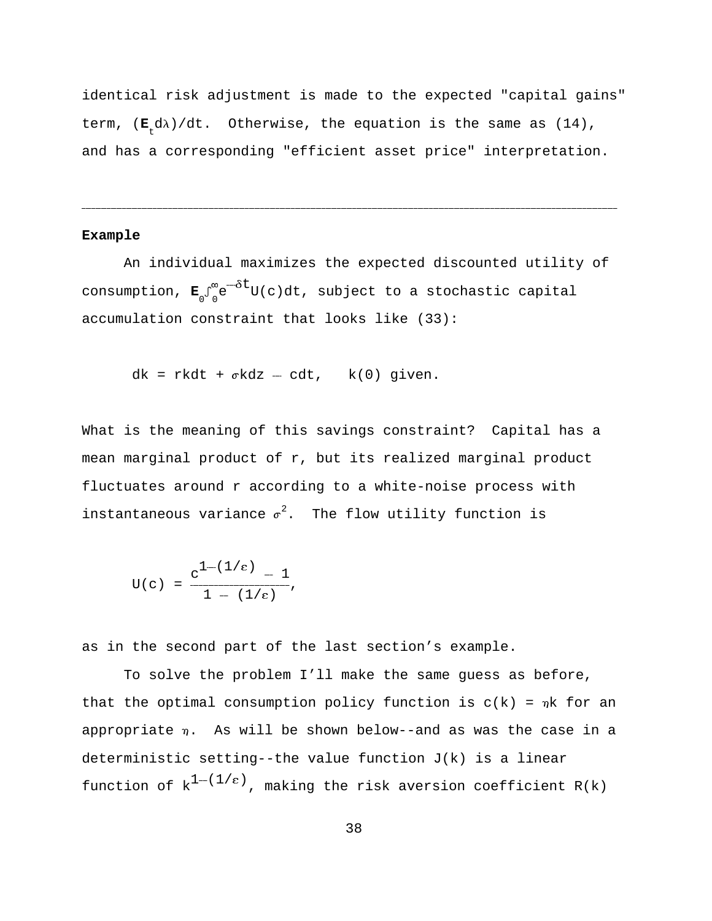identical risk adjustment is made to the expected "capital gains" term, $(\mathbf{E}_t d\lambda)/dt$. Otherwise, the equation is the same as (14), and has a corresponding "efficient asset price" interpretation.

---

**Example**

An individual maximizes the expected discounted utility of consumption, $\mathbf{E}_0\int_0^{\infty} e^{-\delta t}U(c)dt$, subject to a stochastic capital accumulation constraint that looks like (33):

$$dk = rkdt + \sigma kdz - cdt, \quad k(0) \text{ given.}$$

What is the meaning of this savings constraint? Capital has a mean marginal product of r, but its realized marginal product fluctuates around r according to a white-noise process with instantaneous variance $\sigma^2$. The flow utility function is

$$U(c) = \frac{c^{1-(1/\varepsilon)} - 1}{1 - (1/\varepsilon)},$$

as in the second part of the last section's example.

To solve the problem I'll make the same guess as before, that the optimal consumption policy function is $c(k) = \eta k$ for an appropriate $\eta$. As will be shown below--and as was the case in a deterministic setting--the value function $J(k)$ is a linear function of $k^{1-(1/\varepsilon)}$, making the risk aversion coefficient $R(k)$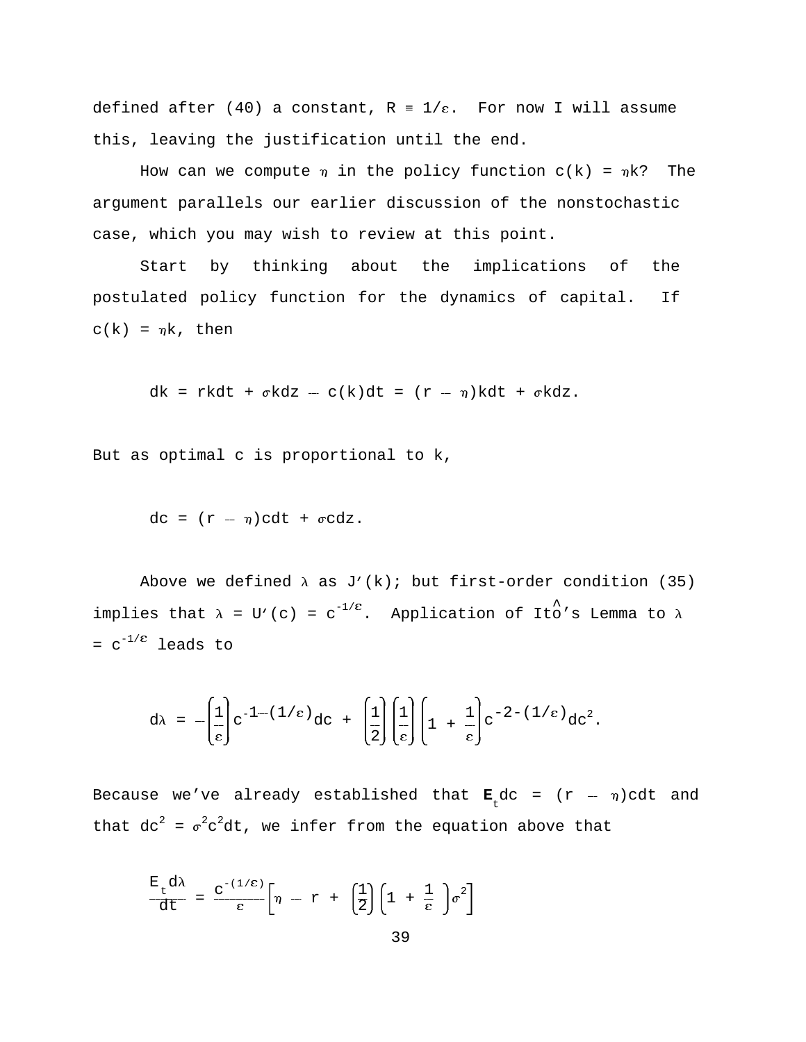defined after (40) a constant, $R \equiv 1/\varepsilon$. For now I will assume this, leaving the justification until the end.

How can we compute $\eta$ in the policy function $c(k) = \eta k$? The argument parallels our earlier discussion of the nonstochastic case, which you may wish to review at this point.

Start by thinking about the implications of the postulated policy function for the dynamics of capital. If $c(k) = \eta k$, then

$$dk = rkdt + \sigma kdz - c(k)dt = (r - \eta)kdt + \sigma kdz.$$

But as optimal c is proportional to k,

$$dc = (r - \eta)cdt + \sigma cdz.$$

Above we defined $\lambda$ as $J'(k)$; but first-order condition (35) implies that $\lambda = U'(c) = c^{-1/\varepsilon}$. Application of Itô's Lemma to $\lambda = c^{-1/\varepsilon}$ leads to

$$d\lambda = -\left(\frac{1}{\varepsilon}\right)c^{-1-(1/\varepsilon)}dc + \left(\frac{1}{2}\right)\left(\frac{1}{\varepsilon}\right)\left(1 + \frac{1}{\varepsilon}\right)c^{-2-(1/\varepsilon)}dc^2.$$

Because we've already established that $\mathbf{E}_t dc = (r - \eta)cdt$ and that $dc^2 = \sigma^2 c^2 dt$, we infer from the equation above that

$$\frac{E_t d\lambda}{dt} = \frac{c^{-(1/\varepsilon)}}{\varepsilon}\left[\eta - r + \left(\frac{1}{2}\right)\left(1 + \frac{1}{\varepsilon}\right)\sigma^2\right]$$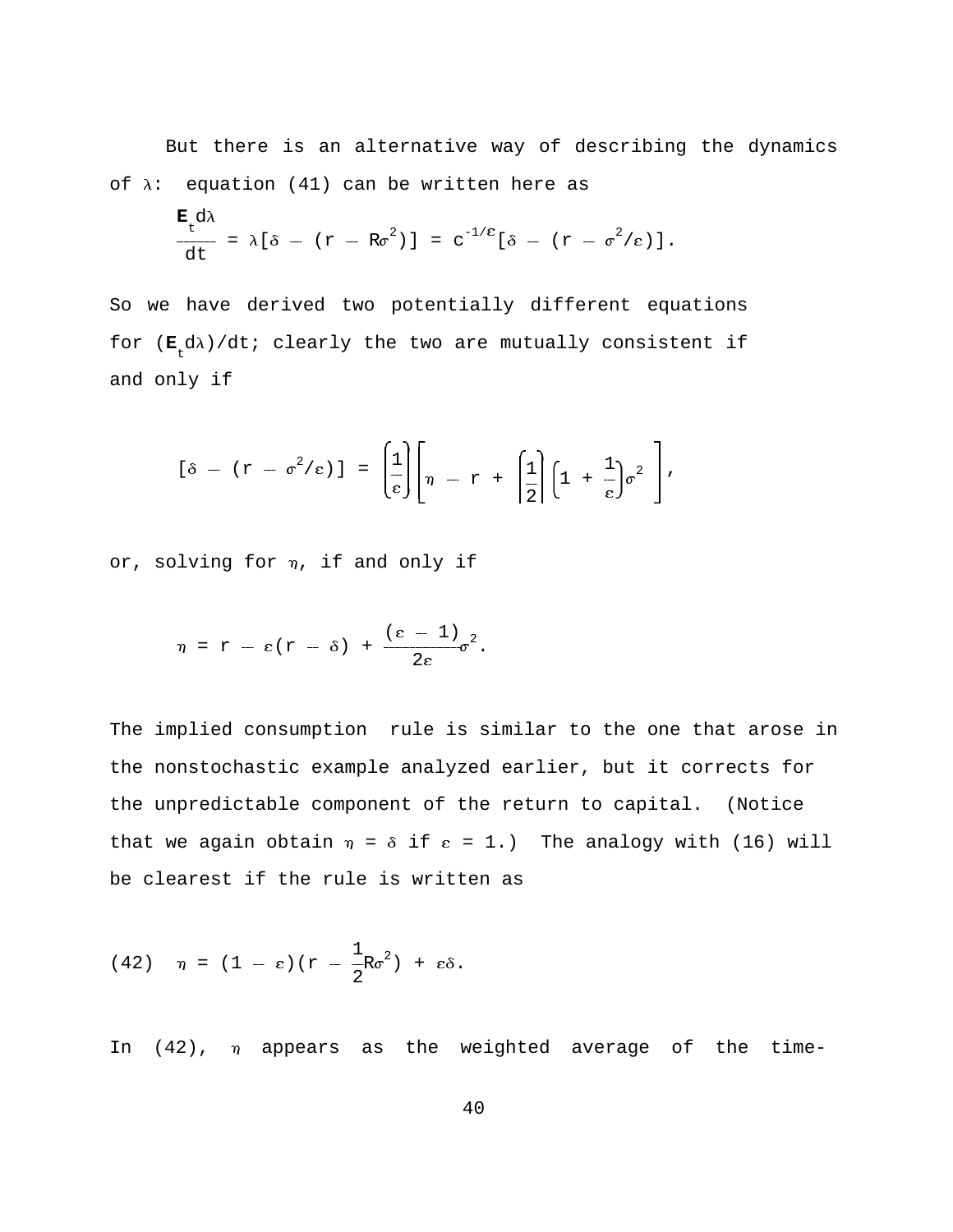But there is an alternative way of describing the dynamics of $\lambda$: equation (41) can be written here as

$$\frac{\mathbf{E}_t d\lambda}{dt} = \lambda[\delta - (r - R\sigma^2)] = c^{-1/\varepsilon}[\delta - (r - \sigma^2/\varepsilon)].$$

So we have derived two potentially different equations for $(\mathbf{E}_t d\lambda)/dt$; clearly the two are mutually consistent if and only if

$$[\delta - (r - \sigma^2/\varepsilon)] = \left(\frac{1}{\varepsilon}\right)\left[\eta - r + \left(\frac{1}{2}\right)\left(1 + \frac{1}{\varepsilon}\right)\sigma^2\right],$$

or, solving for $\eta$, if and only if

$$\eta = r - \varepsilon(r - \delta) + \frac{(\varepsilon - 1)}{2\varepsilon}\sigma^2.$$

The implied consumption rule is similar to the one that arose in the nonstochastic example analyzed earlier, but it corrects for the unpredictable component of the return to capital. (Notice that we again obtain $\eta = \delta$ if $\varepsilon = 1$.) The analogy with (16) will be clearest if the rule is written as

$$\text{(42)} \quad \eta = (1 - \varepsilon)(r - \frac{1}{2}R\sigma^2) + \varepsilon\delta.$$

In (42), $\eta$ appears as the weighted average of the time-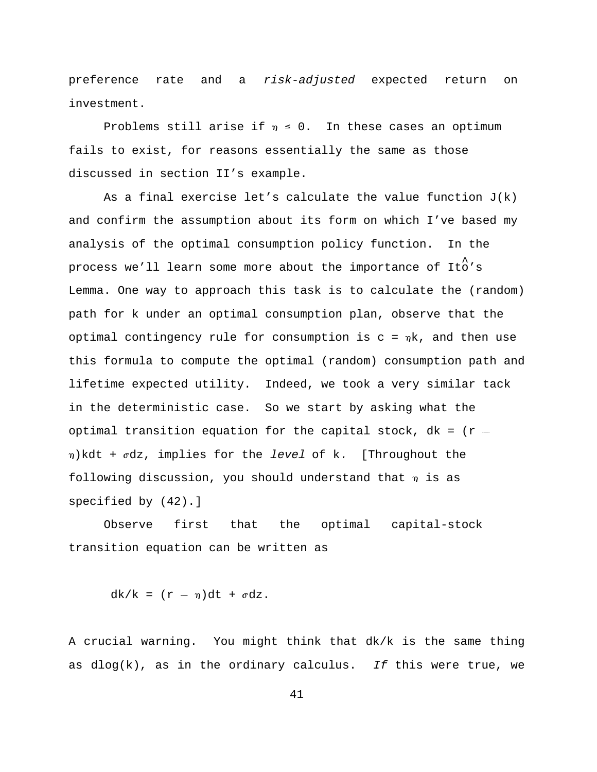preference rate and a *risk-adjusted* expected return on investment.

Problems still arise if $\eta \leq 0$. In these cases an optimum fails to exist, for reasons essentially the same as those discussed in section II's example.

As a final exercise let's calculate the value function J(k) and confirm the assumption about its form on which I've based my analysis of the optimal consumption policy function. In the process we'll learn some more about the importance of Itô's Lemma. One way to approach this task is to calculate the (random) path for k under an optimal consumption plan, observe that the optimal contingency rule for consumption is $c = \eta k$, and then use this formula to compute the optimal (random) consumption path and lifetime expected utility. Indeed, we took a very similar tack in the deterministic case. So we start by asking what the optimal transition equation for the capital stock, $dk = (r - \eta)kdt + \sigma dz$, implies for the *level* of k. [Throughout the following discussion, you should understand that $\eta$ is as specified by (42).]

Observe first that the optimal capital-stock transition equation can be written as

$$dk/k = (r - \eta)dt + \sigma dz.$$

A crucial warning. You might think that dk/k is the same thing as dlog(k), as in the ordinary calculus. *If* this were true, we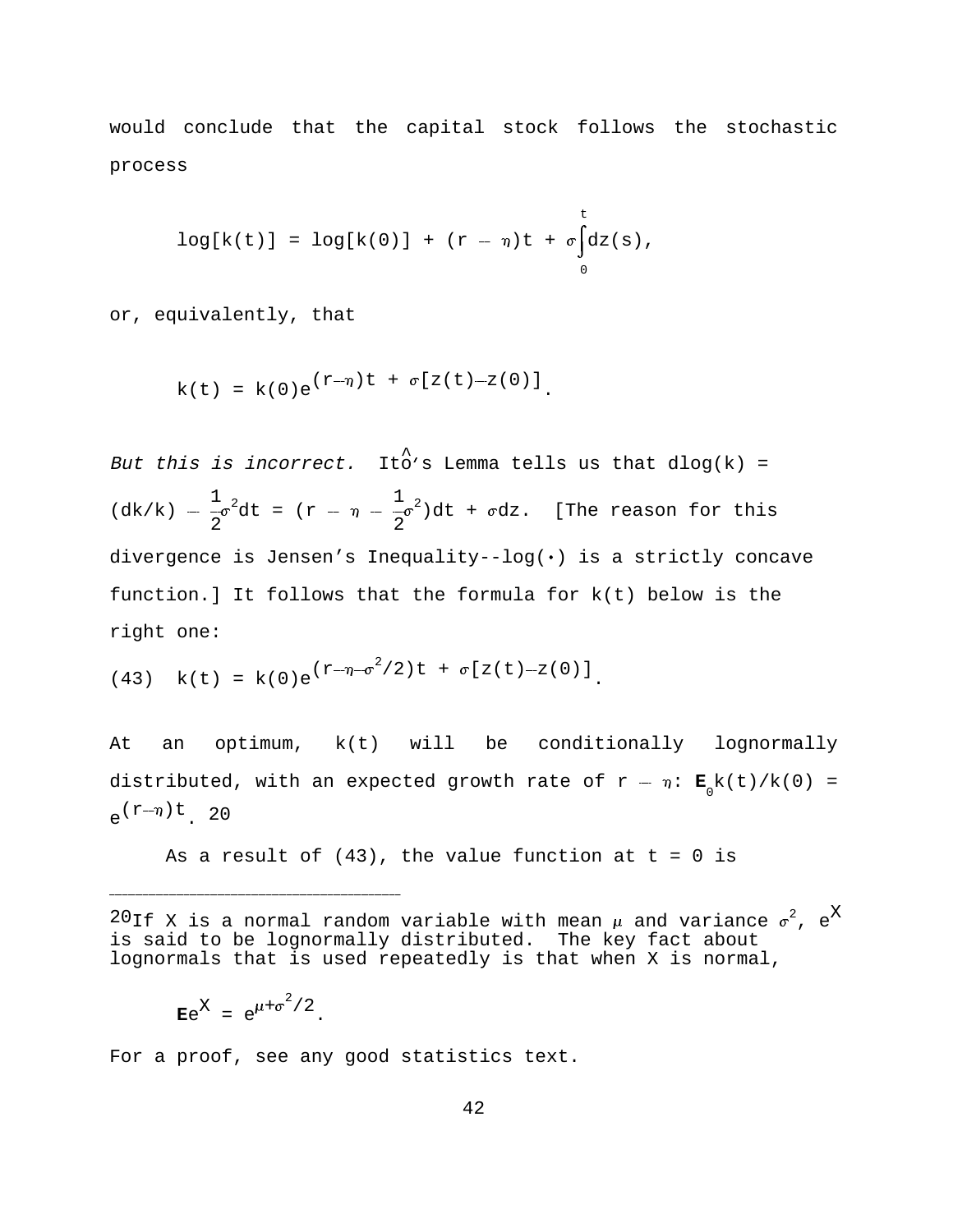would conclude that the capital stock follows the stochastic process

$$\log[k(t)] = \log[k(0)] + (r - \eta)t + \sigma\int_0^t dz(s),$$

or, equivalently, that

$$k(t) = k(0)e^{(r-\eta)t + \sigma[z(t)-z(0)]}.$$

*But this is incorrect.* Itô's Lemma tells us that $d\log(k) = (dk/k) - \frac{1}{2}\sigma^2 dt = (r - \eta - \frac{1}{2}\sigma^2)dt + \sigma dz$. [The reason for this divergence is Jensen's Inequality--log(•) is a strictly concave function.] It follows that the formula for k(t) below is the right one:

$$(43) \quad k(t) = k(0)e^{(r-\eta-\sigma^2/2)t + \sigma[z(t)-z(0)]}.$$

At an optimum, k(t) will be conditionally lognormally distributed, with an expected growth rate of $r - \eta$: $\mathbf{E}_0 k(t)/k(0) = e^{(r-\eta)t}$. [20]

As a result of (43), the value function at t = 0 is

---

[20] If X is a normal random variable with mean $\mu$ and variance $\sigma^2$, $e^X$ is said to be lognormally distributed. The key fact about lognormals that is used repeatedly is that when X is normal,

$$\mathbf{E}e^X = e^{\mu+\sigma^2/2}.$$

For a proof, see any good statistics text.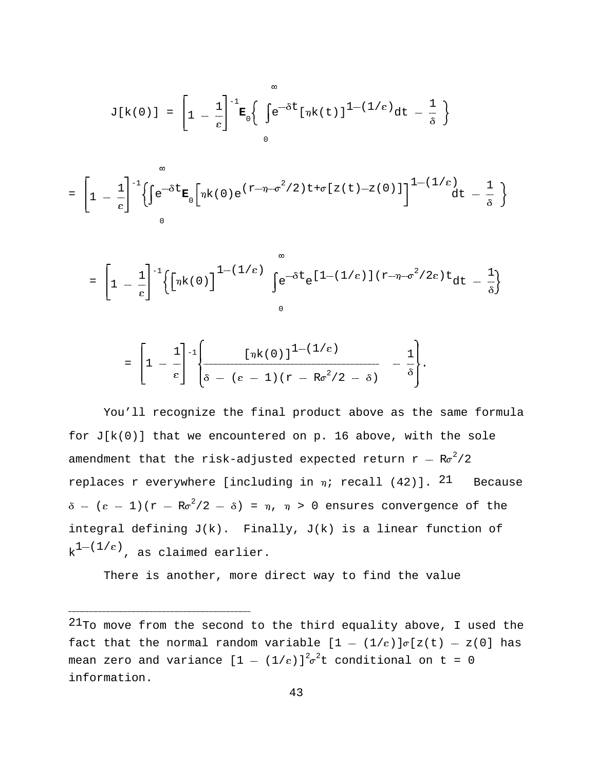$$J[k(0)] = \left[1 - \frac{1}{\varepsilon}\right]^{-1} \mathbf{E}_0 \left\{ \int_0^{\infty} e^{-\delta t} [\eta k(t)]^{1-(1/\varepsilon)} dt - \frac{1}{\delta} \right\}$$

$$= \left[1 - \frac{1}{\varepsilon}\right]^{-1} \left\{ \int_0^{\infty} e^{-\delta t} \mathbf{E}_0 \left[ \eta k(0) e^{(r-\eta-\sigma^2/2)t+\sigma[z(t)-z(0)]} \right]^{1-(1/\varepsilon)} dt - \frac{1}{\delta} \right\}$$

$$= \left[1 - \frac{1}{\varepsilon}\right]^{-1} \left\{ \left[\eta k(0)\right]^{1-(1/\varepsilon)} \int_0^{\infty} e^{-\delta t} e^{[1-(1/\varepsilon)](r-\eta-\sigma^2/2\varepsilon)t} dt - \frac{1}{\delta} \right\}$$

$$= \left[1 - \frac{1}{\varepsilon}\right]^{-1} \left\{ \frac{[\eta k(0)]^{1-(1/\varepsilon)}}{\delta - (\varepsilon - 1)(r - R\sigma^2/2 - \delta)} - \frac{1}{\delta} \right\}.$$

You'll recognize the final product above as the same formula for $J[k(0)]$ that we encountered on p. 16 above, with the sole amendment that the risk-adjusted expected return $r - R\sigma^2/2$ replaces $r$ everywhere [including in $\eta$; recall (42)].[21] Because $\delta - (\varepsilon - 1)(r - R\sigma^2/2 - \delta) = \eta$, $\eta > 0$ ensures convergence of the integral defining $J(k)$. Finally, $J(k)$ is a linear function of $k^{1-(1/\varepsilon)}$, as claimed earlier.

There is another, more direct way to find the value

---

[21]To move from the second to the third equality above, I used the fact that the normal random variable $[1 - (1/\varepsilon)]\sigma[z(t) - z(0]$ has mean zero and variance $[1 - (1/\varepsilon)]^2\sigma^2 t$ conditional on $t = 0$ information.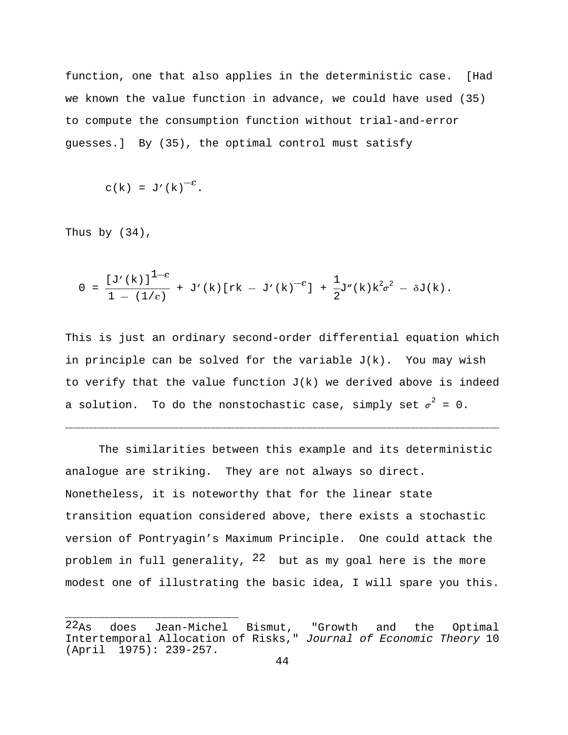function, one that also applies in the deterministic case. [Had we known the value function in advance, we could have used (35) to compute the consumption function without trial-and-error guesses.] By (35), the optimal control must satisfy

$$c(k) = J'(k)^{-\varepsilon}.$$

Thus by (34),

$$0 = \frac{[J'(k)]^{1-\varepsilon}}{1-(1/\varepsilon)} + J'(k)[rk - J'(k)^{-\varepsilon}] + \frac{1}{2}J''(k)k^2\sigma^2 - \delta J(k).$$

This is just an ordinary second-order differential equation which in principle can be solved for the variable J(k). You may wish to verify that the value function J(k) we derived above is indeed a solution. To do the nonstochastic case, simply set $\sigma^2 = 0$.

---

The similarities between this example and its deterministic analogue are striking. They are not always so direct. Nonetheless, it is noteworthy that for the linear state transition equation considered above, there exists a stochastic version of Pontryagin's Maximum Principle. One could attack the problem in full generality, [22] but as my goal here is the more modest one of illustrating the basic idea, I will spare you this.

---

[22] As does Jean-Michel Bismut, "Growth and the Optimal Intertemporal Allocation of Risks," *Journal of Economic Theory* 10 (April 1975): 239-257.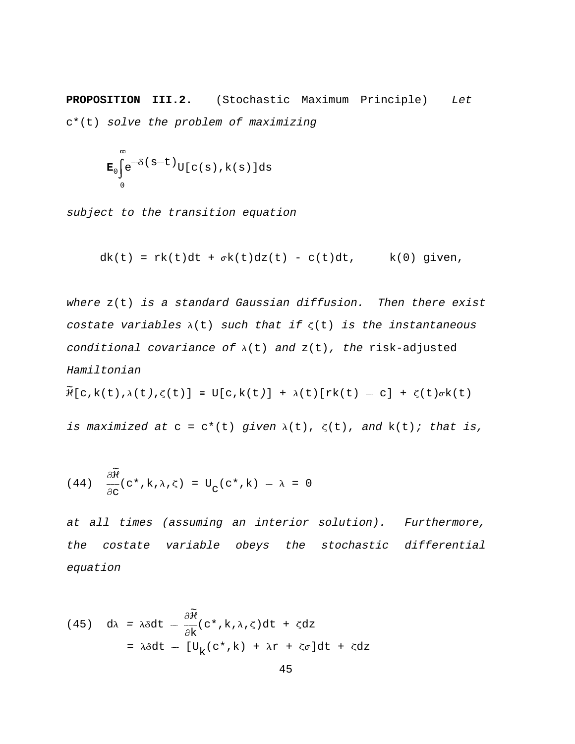**PROPOSITION III.2.** (Stochastic Maximum Principle) *Let* $c^*(t)$ *solve the problem of maximizing*

$$\mathbf{E}_0\int_0^\infty e^{-\delta(s-t)}U[c(s),k(s)]ds$$

*subject to the transition equation*

$$dk(t) = rk(t)dt + \sigma k(t)dz(t) - c(t)dt, \qquad k(0) \text{ given},$$

*where* $z(t)$ *is a standard Gaussian diffusion. Then there exist costate variables* $\lambda(t)$ *such that if* $\zeta(t)$ *is the instantaneous conditional covariance of* $\lambda(t)$ *and* $z(t)$*, the* risk-adjusted *Hamiltonian*

$$\tilde{\mathcal{H}}[c,k(t),\lambda(t),\zeta(t)] \equiv U[c,k(t)] + \lambda(t)[rk(t) - c] + \zeta(t)\sigma k(t)$$

*is maximized at* $c = c^*(t)$ *given* $\lambda(t)$, $\zeta(t)$, *and* $k(t)$; *that is,*

$$(44) \quad \frac{\partial\tilde{\mathcal{H}}}{\partial c}(c^*,k,\lambda,\zeta) = U_c(c^*,k) - \lambda = 0$$

*at all times (assuming an interior solution). Furthermore, the costate variable obeys the stochastic differential equation*

$$(45) \quad \begin{aligned} d\lambda &= \lambda\delta dt - \frac{\partial\tilde{\mathcal{H}}}{\partial k}(c^*,k,\lambda,\zeta)dt + \zeta dz \\ &= \lambda\delta dt - [U_k(c^*,k) + \lambda r + \zeta\sigma]dt + \zeta dz \end{aligned}$$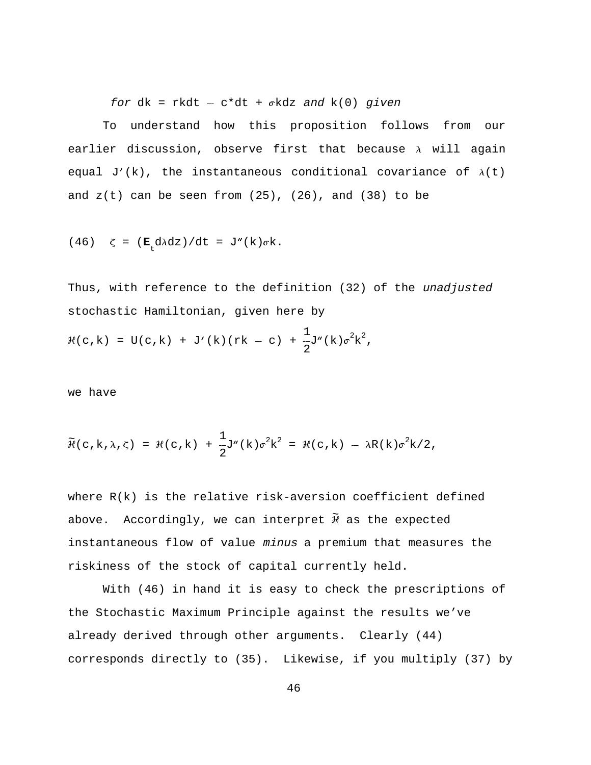*for* $dk = rkdt - c^*dt + \sigma kdz$ *and* $k(0)$ *given*

To understand how this proposition follows from our earlier discussion, observe first that because $\lambda$ will again equal $J'(k)$, the instantaneous conditional covariance of $\lambda(t)$ and $z(t)$ can be seen from (25), (26), and (38) to be

$$(46) \quad \zeta = (\mathbf{E}_t d\lambda dz)/dt = J''(k)\sigma k.$$

Thus, with reference to the definition (32) of the *unadjusted* stochastic Hamiltonian, given here by

$$\mathcal{H}(c,k) = U(c,k) + J'(k)(rk - c) + \frac{1}{2}J''(k)\sigma^2k^2,$$

we have

$$\tilde{\mathcal{H}}(c,k,\lambda,\zeta) = \mathcal{H}(c,k) + \frac{1}{2}J''(k)\sigma^2k^2 = \mathcal{H}(c,k) - \lambda R(k)\sigma^2k/2,$$

where $R(k)$ is the relative risk-aversion coefficient defined above. Accordingly, we can interpret $\tilde{\mathcal{H}}$ as the expected instantaneous flow of value *minus* a premium that measures the riskiness of the stock of capital currently held.

With (46) in hand it is easy to check the prescriptions of the Stochastic Maximum Principle against the results we've already derived through other arguments. Clearly (44) corresponds directly to (35). Likewise, if you multiply (37) by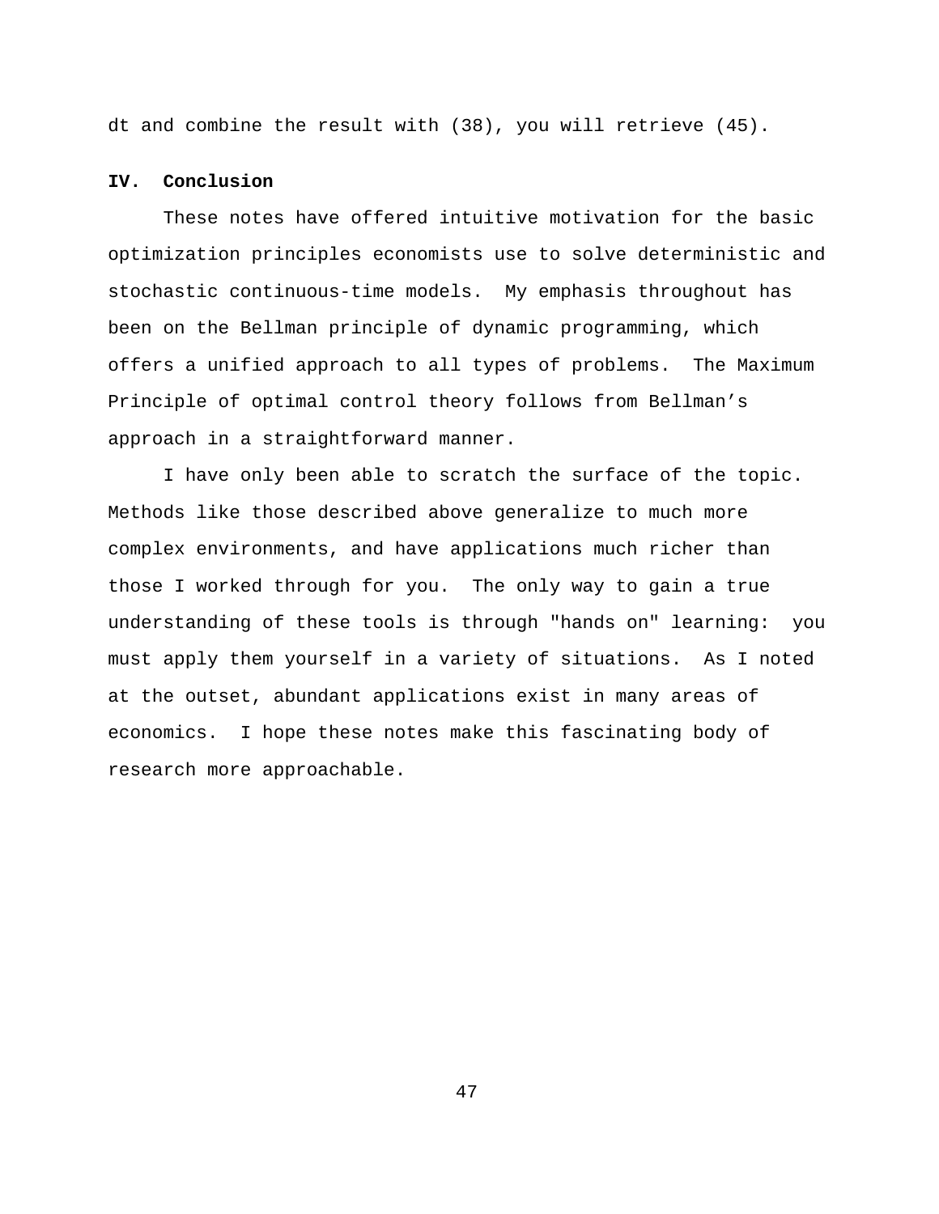dt and combine the result with (38), you will retrieve (45).

## IV. Conclusion

These notes have offered intuitive motivation for the basic optimization principles economists use to solve deterministic and stochastic continuous-time models. My emphasis throughout has been on the Bellman principle of dynamic programming, which offers a unified approach to all types of problems. The Maximum Principle of optimal control theory follows from Bellman's approach in a straightforward manner.

I have only been able to scratch the surface of the topic. Methods like those described above generalize to much more complex environments, and have applications much richer than those I worked through for you. The only way to gain a true understanding of these tools is through "hands on" learning: you must apply them yourself in a variety of situations. As I noted at the outset, abundant applications exist in many areas of economics. I hope these notes make this fascinating body of research more approachable.